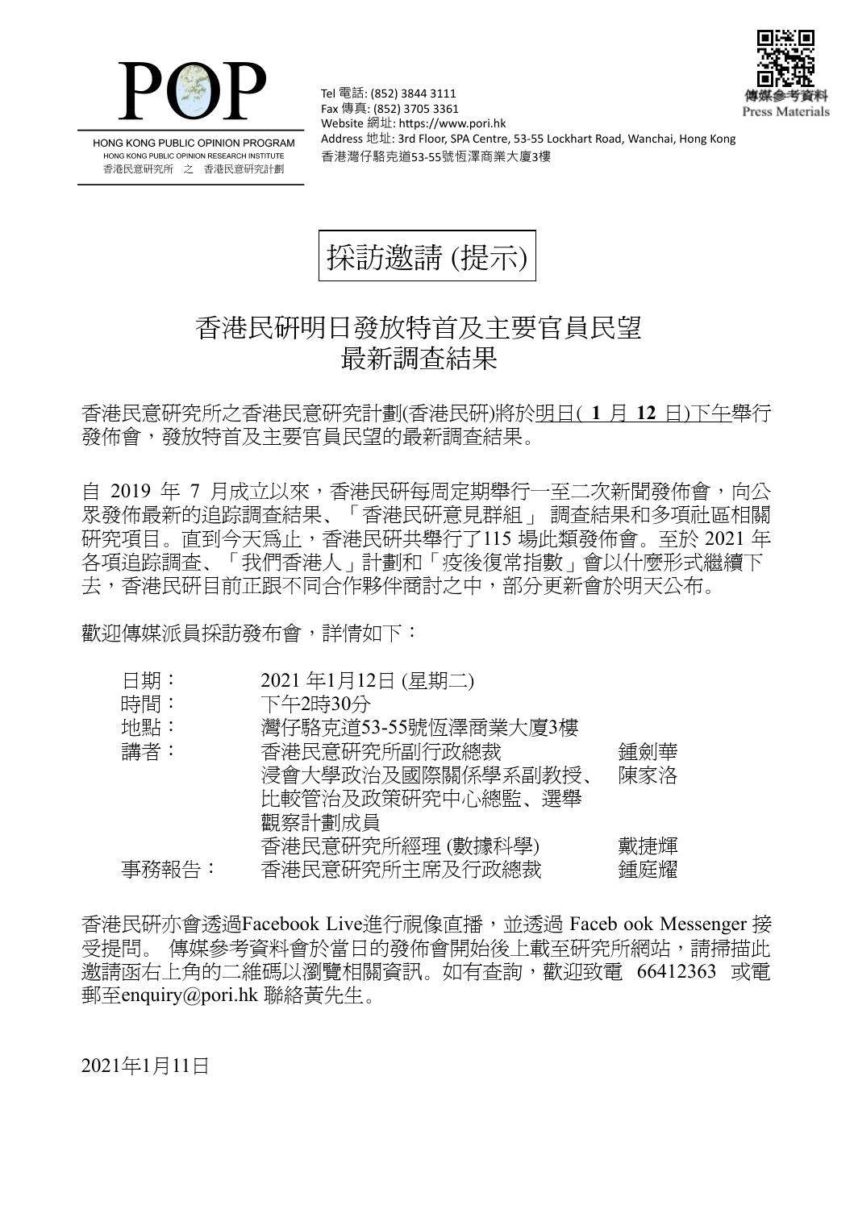HONG KONG PUBLIC OPINION PROGRAM
HONG KONG PUBLIC OPINION RESEARCH INSTITUTE
香港民意研究所 之 香港民意研究計劃

Tel 電話: (852) 3844 3111
Fax 傳真: (852) 3705 3361
Website 網址: https://www.pori.hk
Address 地址: 3rd Floor, SPA Centre, 53-55 Lockhart Road, Wanchai, Hong Kong
香港灣仔駱克道53-55號恆澤商業大廈3樓

傳媒參考資料
Press Materials

# 採訪邀請 (提示)

## 香港民研明日發放特首及主要官員民望最新調查結果

香港民意研究所之香港民意研究計劃(香港民研)將於明日( **1** 月 **12** 日)下午舉行發佈會，發放特首及主要官員民望的最新調查結果。

自 2019 年 7 月成立以來，香港民研每周定期舉行一至二次新聞發佈會，向公眾發佈最新的追踪調查結果、「香港民研意見群組」 調查結果和多項社區相關研究項目。直到今天爲止，香港民研共舉行了115 場此類發佈會。至於 2021 年各項追踪調查、「我們香港人」計劃和「疫後復常指數」會以什麼形式繼續下去，香港民研目前正跟不同合作夥伴商討之中，部分更新會於明天公布。

歡迎傳媒派員採訪發布會，詳情如下：

| | | |
|---|---|---|
| 日期： | 2021 年1月12日 (星期二) | |
| 時間： | 下午2時30分 | |
| 地點： | 灣仔駱克道53-55號恆澤商業大廈3樓 | |
| 講者： | 香港民意研究所副行政總裁 | 鍾劍華 |
| | 浸會大學政治及國際關係學系副教授、比較管治及政策研究中心總監、選舉觀察計劃成員 | 陳家洛 |
| | 香港民意研究所經理 (數據科學) | 戴捷輝 |
| 事務報告： | 香港民意研究所主席及行政總裁 | 鍾庭耀 |

香港民研亦會透過Facebook Live進行視像直播，並透過 Faceb ook Messenger 接受提問。 傳媒參考資料會於當日的發佈會開始後上載至研究所網站，請掃描此邀請函右上角的二維碼以瀏覽相關資訊。如有查詢，歡迎致電 66412363 或電郵至enquiry@pori.hk 聯絡黃先生。

2021年1月11日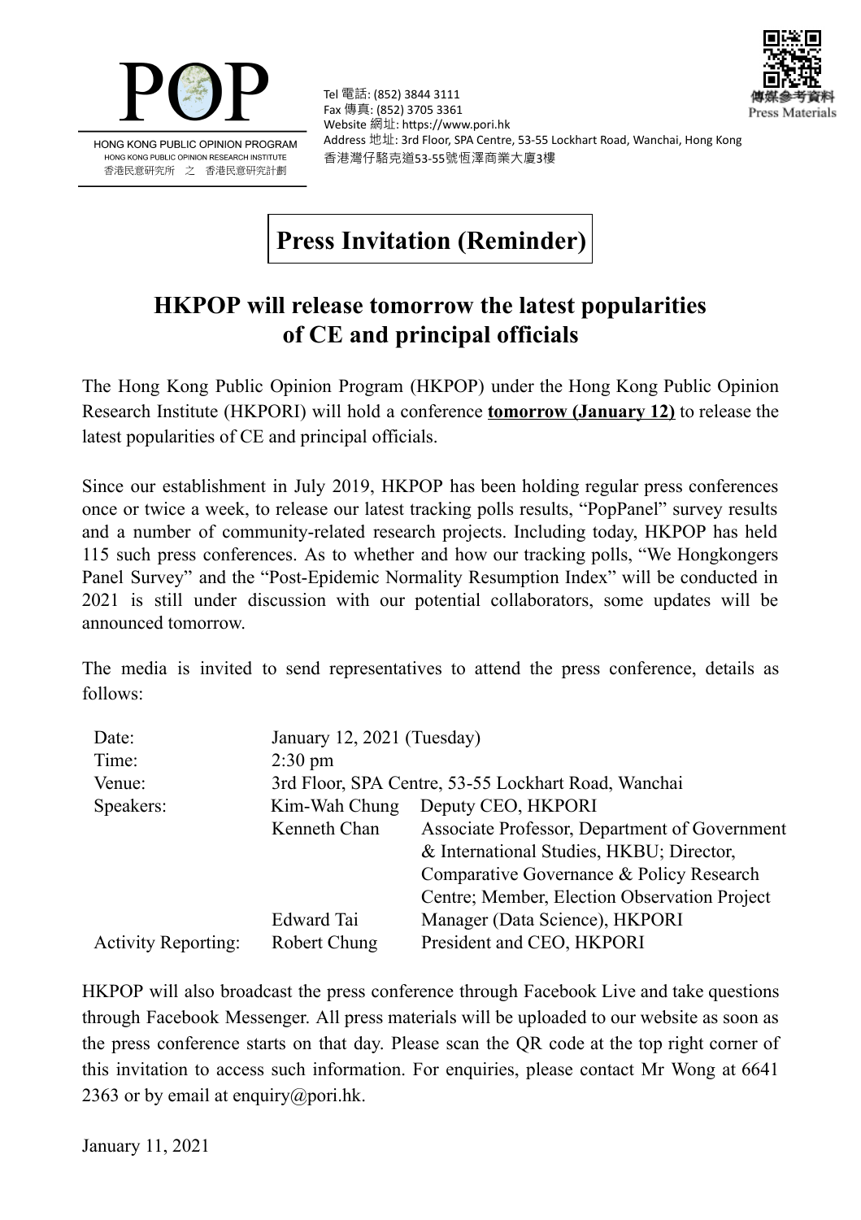POP

HONG KONG PUBLIC OPINION PROGRAM
HONG KONG PUBLIC OPINION RESEARCH INSTITUTE
香港民意研究所 之 香港民意研究計劃

Tel 電話: (852) 3844 3111
Fax 傳真: (852) 3705 3361
Website 網址: https://www.pori.hk
Address 地址: 3rd Floor, SPA Centre, 53-55 Lockhart Road, Wanchai, Hong Kong
香港灣仔駱克道53-55號恆澤商業大廈3樓

傳媒參考資料
Press Materials

# Press Invitation (Reminder)

## HKPOP will release tomorrow the latest popularities of CE and principal officials

The Hong Kong Public Opinion Program (HKPOP) under the Hong Kong Public Opinion Research Institute (HKPORI) will hold a conference **tomorrow (January 12)** to release the latest popularities of CE and principal officials.

Since our establishment in July 2019, HKPOP has been holding regular press conferences once or twice a week, to release our latest tracking polls results, "PopPanel" survey results and a number of community-related research projects. Including today, HKPOP has held 115 such press conferences. As to whether and how our tracking polls, "We Hongkongers Panel Survey" and the "Post-Epidemic Normality Resumption Index" will be conducted in 2021 is still under discussion with our potential collaborators, some updates will be announced tomorrow.

The media is invited to send representatives to attend the press conference, details as follows:

| | | |
|---|---|---|
| Date: | January 12, 2021 (Tuesday) | |
| Time: | 2:30 pm | |
| Venue: | 3rd Floor, SPA Centre, 53-55 Lockhart Road, Wanchai | |
| Speakers: | Kim-Wah Chung | Deputy CEO, HKPORI |
| | Kenneth Chan | Associate Professor, Department of Government & International Studies, HKBU; Director, Comparative Governance & Policy Research Centre; Member, Election Observation Project |
| | Edward Tai | Manager (Data Science), HKPORI |
| Activity Reporting: | Robert Chung | President and CEO, HKPORI |

HKPOP will also broadcast the press conference through Facebook Live and take questions through Facebook Messenger. All press materials will be uploaded to our website as soon as the press conference starts on that day. Please scan the QR code at the top right corner of this invitation to access such information. For enquiries, please contact Mr Wong at 6641 2363 or by email at enquiry@pori.hk.

January 11, 2021